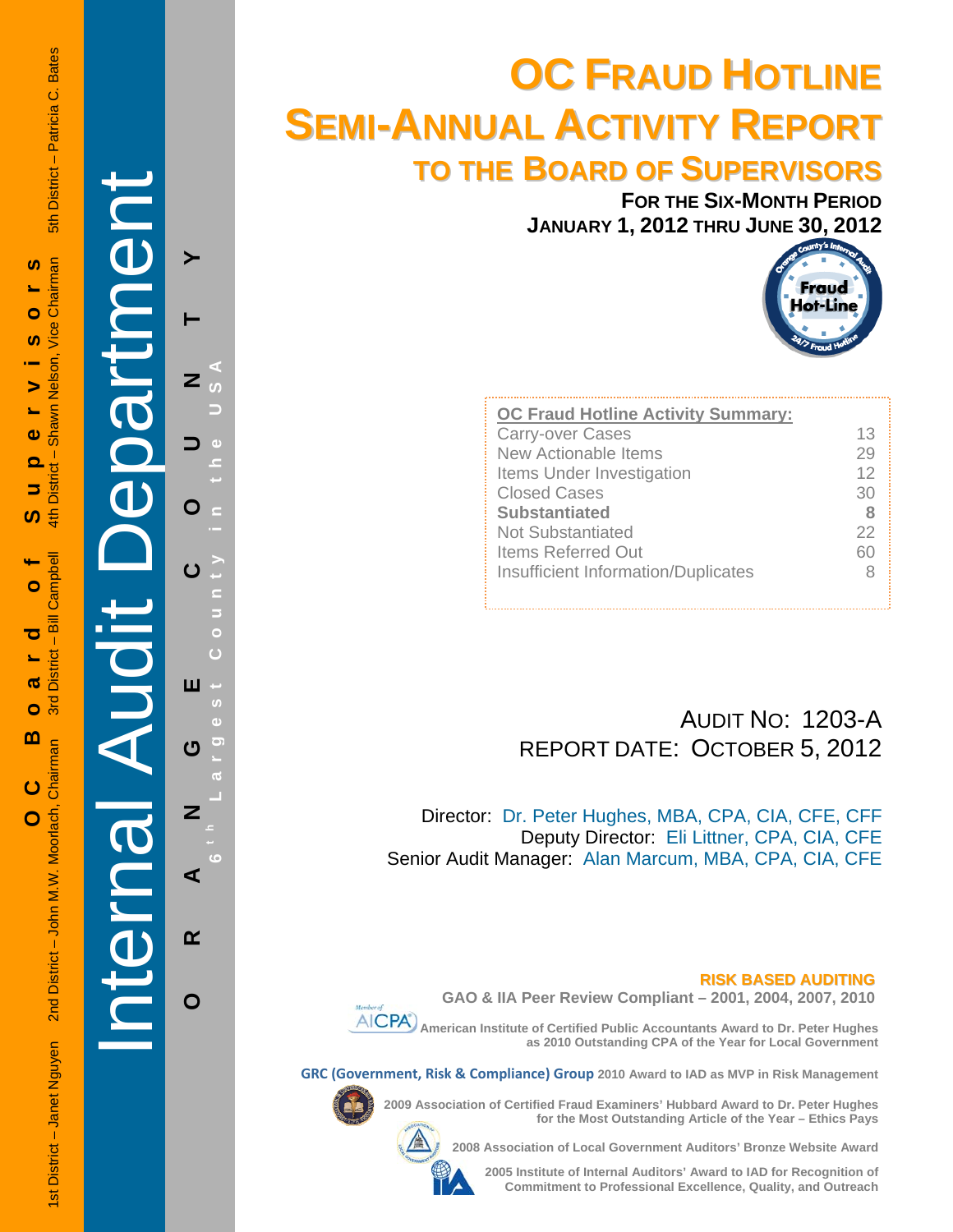OC Board of Supervisors

1st District – Janet Nguyen 2nd District – John M.W. Moorlach, Chairman 3rd District – Bill Campbell 4th District – Shawn Nelson, Vice Chairman 5th District – Patricia C. Bates

Internal Audit Department

ORANGE COUNTY

6th Largest County in the USA

# OC FRAUD HOTLINE SEMI-ANNUAL ACTIVITY REPORT

## TO THE BOARD OF SUPERVISORS

**FOR THE SIX-MONTH PERIOD**
**JANUARY 1, 2012 THRU JUNE 30, 2012**

Orange County's Internal Audit Fraud Hot-Line 24/7 Fraud Hotline

| OC Fraud Hotline Activity Summary: | |
|---|---|
| Carry-over Cases | 13 |
| New Actionable Items | 29 |
| Items Under Investigation | 12 |
| Closed Cases | 30 |
| **Substantiated** | **8** |
| Not Substantiated | 22 |
| Items Referred Out | 60 |
| Insufficient Information/Duplicates | 8 |

AUDIT NO: 1203-A
REPORT DATE: OCTOBER 5, 2012

Director: Dr. Peter Hughes, MBA, CPA, CIA, CFE, CFF
Deputy Director: Eli Littner, CPA, CIA, CFE
Senior Audit Manager: Alan Marcum, MBA, CPA, CIA, CFE

**RISK BASED AUDITING**

**GAO & IIA Peer Review Compliant – 2001, 2004, 2007, 2010**

Member of AICPA **American Institute of Certified Public Accountants Award to Dr. Peter Hughes as 2010 Outstanding CPA of the Year for Local Government**

**GRC (Government, Risk & Compliance) Group 2010 Award to IAD as MVP in Risk Management**

**2009 Association of Certified Fraud Examiners' Hubbard Award to Dr. Peter Hughes for the Most Outstanding Article of the Year – Ethics Pays**

**2008 Association of Local Government Auditors' Bronze Website Award**

**2005 Institute of Internal Auditors' Award to IAD for Recognition of Commitment to Professional Excellence, Quality, and Outreach**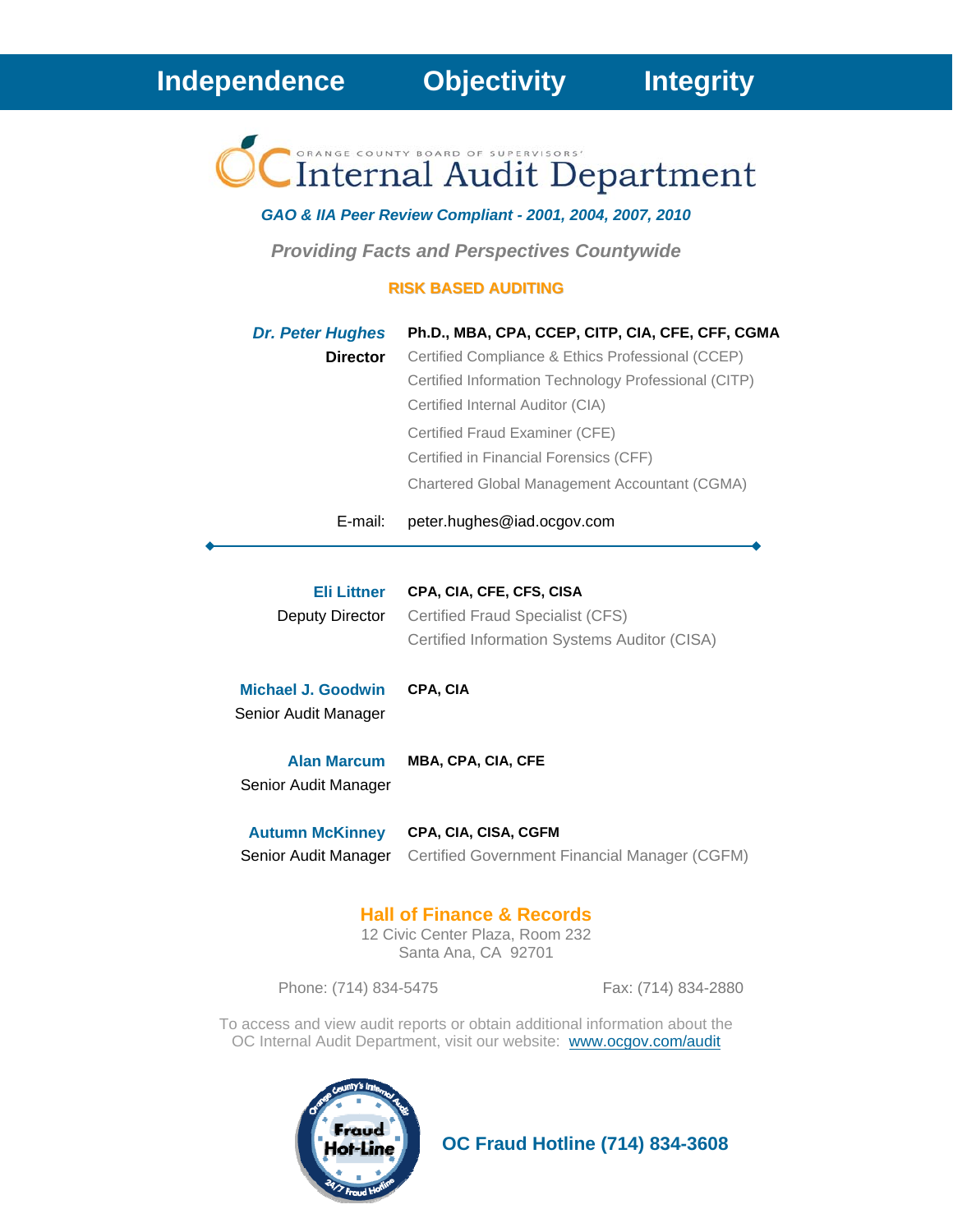**Independence    Objectivity    Integrity**

ORANGE COUNTY BOARD OF SUPERVISORS'

# OC Internal Audit Department

***GAO & IIA Peer Review Compliant - 2001, 2004, 2007, 2010***

***Providing Facts and Perspectives Countywide***

**RISK BASED AUDITING**

***Dr. Peter Hughes*** **Ph.D., MBA, CPA, CCEP, CITP, CIA, CFE, CFF, CGMA**
**Director**
Certified Compliance & Ethics Professional (CCEP)
Certified Information Technology Professional (CITP)
Certified Internal Auditor (CIA)
Certified Fraud Examiner (CFE)
Certified in Financial Forensics (CFF)
Chartered Global Management Accountant (CGMA)

E-mail: peter.hughes@iad.ocgov.com

---

**Eli Littner** **CPA, CIA, CFE, CFS, CISA**
Deputy Director
Certified Fraud Specialist (CFS)
Certified Information Systems Auditor (CISA)

**Michael J. Goodwin** **CPA, CIA**
Senior Audit Manager

**Alan Marcum** **MBA, CPA, CIA, CFE**
Senior Audit Manager

**Autumn McKinney** **CPA, CIA, CISA, CGFM**
Senior Audit Manager
Certified Government Financial Manager (CGFM)

**Hall of Finance & Records**
12 Civic Center Plaza, Room 232
Santa Ana, CA 92701

Phone: (714) 834-5475    Fax: (714) 834-2880

To access and view audit reports or obtain additional information about the OC Internal Audit Department, visit our website: www.ocgov.com/audit

Orange County's Internal Audit Fraud Hot-Line 24/7 Fraud Hotline

**OC Fraud Hotline (714) 834-3608**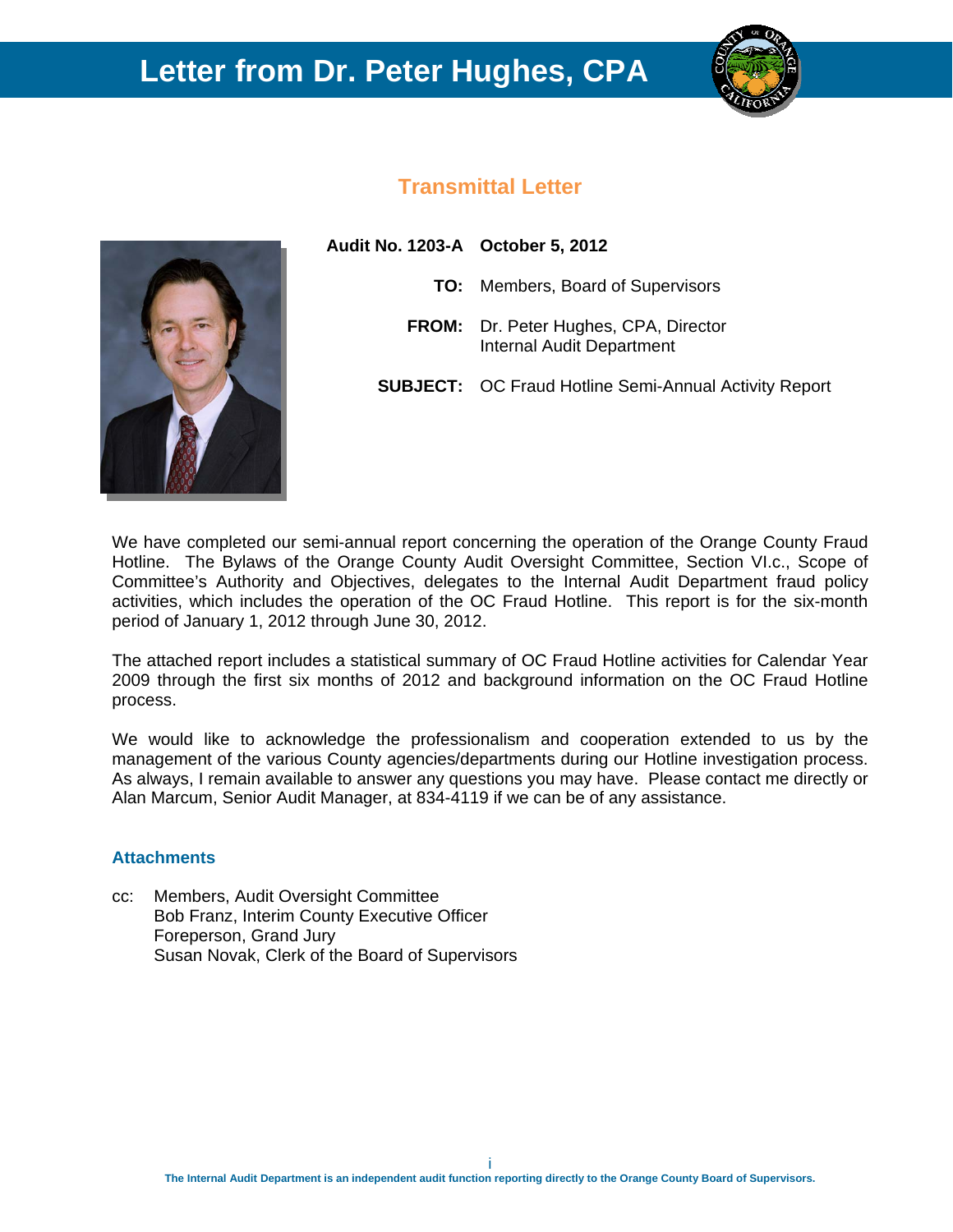# Letter from Dr. Peter Hughes, CPA

## Transmittal Letter

**Audit No. 1203-A** **October 5, 2012**

**TO:** Members, Board of Supervisors

**FROM:** Dr. Peter Hughes, CPA, Director
Internal Audit Department

**SUBJECT:** OC Fraud Hotline Semi-Annual Activity Report

We have completed our semi-annual report concerning the operation of the Orange County Fraud Hotline. The Bylaws of the Orange County Audit Oversight Committee, Section VI.c., Scope of Committee's Authority and Objectives, delegates to the Internal Audit Department fraud policy activities, which includes the operation of the OC Fraud Hotline. This report is for the six-month period of January 1, 2012 through June 30, 2012.

The attached report includes a statistical summary of OC Fraud Hotline activities for Calendar Year 2009 through the first six months of 2012 and background information on the OC Fraud Hotline process.

We would like to acknowledge the professionalism and cooperation extended to us by the management of the various County agencies/departments during our Hotline investigation process. As always, I remain available to answer any questions you may have. Please contact me directly or Alan Marcum, Senior Audit Manager, at 834-4119 if we can be of any assistance.

### Attachments

cc: Members, Audit Oversight Committee
Bob Franz, Interim County Executive Officer
Foreperson, Grand Jury
Susan Novak, Clerk of the Board of Supervisors

The Internal Audit Department is an independent audit function reporting directly to the Orange County Board of Supervisors.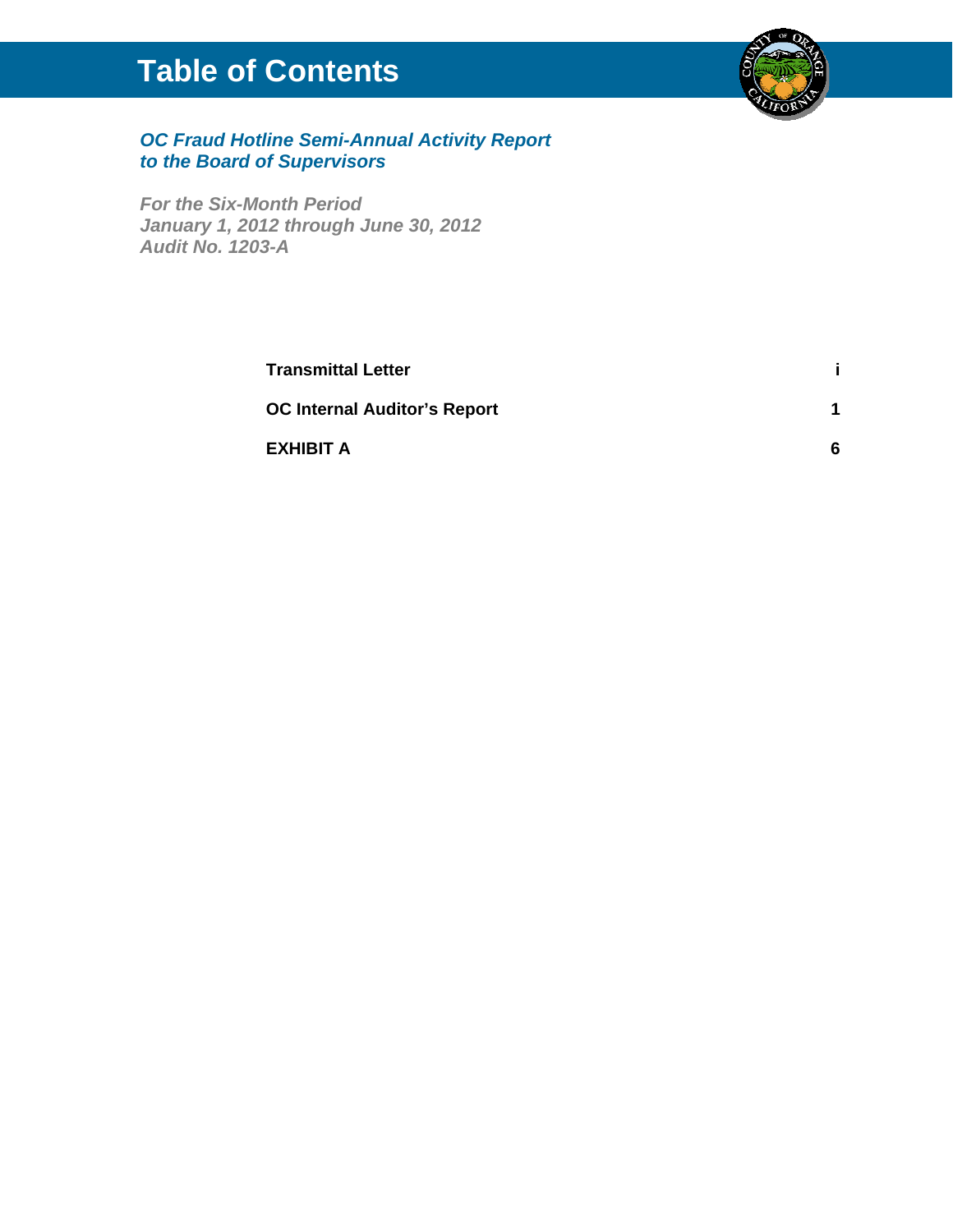# Table of Contents

***OC Fraud Hotline Semi-Annual Activity Report to the Board of Supervisors***

***For the Six-Month Period***
***January 1, 2012 through June 30, 2012***
***Audit No. 1203-A***

| | |
|---|---|
| **Transmittal Letter** | **i** |
| **OC Internal Auditor's Report** | **1** |
| **EXHIBIT A** | **6** |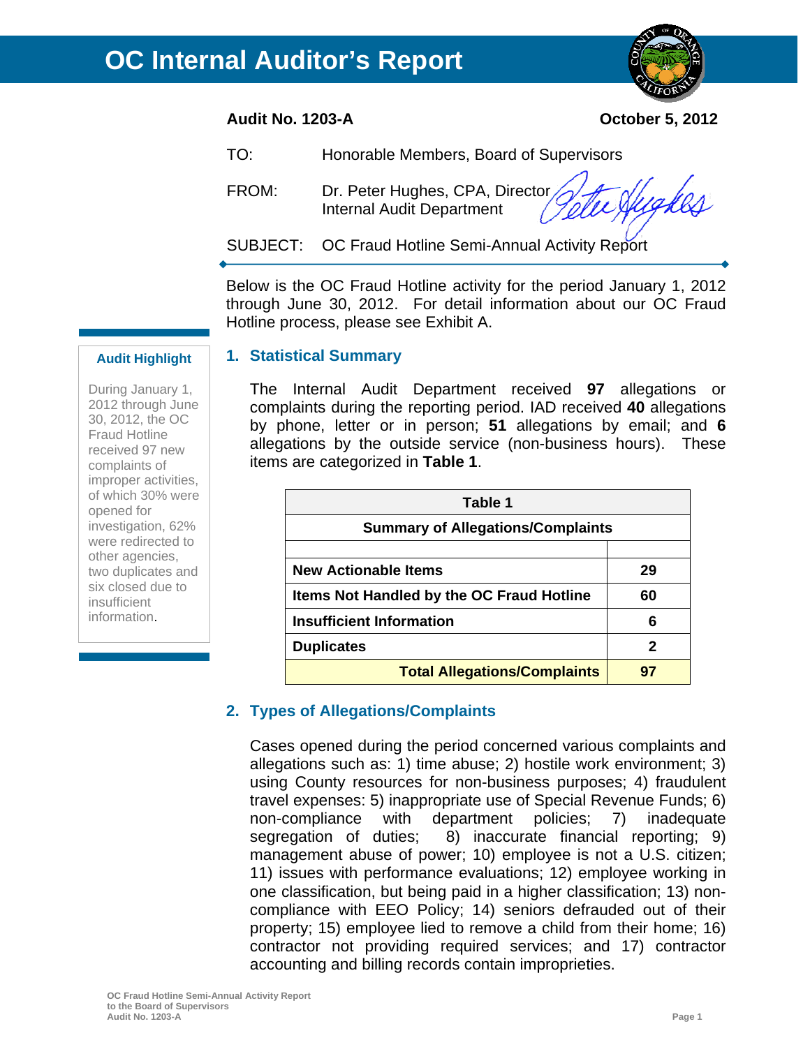# OC Internal Auditor's Report

**Audit No. 1203-A** **October 5, 2012**

TO: Honorable Members, Board of Supervisors

FROM: Dr. Peter Hughes, CPA, Director
Internal Audit Department

SUBJECT: OC Fraud Hotline Semi-Annual Activity Report

---

Below is the OC Fraud Hotline activity for the period January 1, 2012 through June 30, 2012. For detail information about our OC Fraud Hotline process, please see Exhibit A.

**Audit Highlight**

During January 1, 2012 through June 30, 2012, the OC Fraud Hotline received 97 new complaints of improper activities, of which 30% were opened for investigation, 62% were redirected to other agencies, two duplicates and six closed due to insufficient information.

## 1. Statistical Summary

The Internal Audit Department received **97** allegations or complaints during the reporting period. IAD received **40** allegations by phone, letter or in person; **51** allegations by email; and **6** allegations by the outside service (non-business hours). These items are categorized in **Table 1**.

| Table 1 | |
|---|---|
| **Summary of Allegations/Complaints** | |
| | |
| **New Actionable Items** | **29** |
| **Items Not Handled by the OC Fraud Hotline** | **60** |
| **Insufficient Information** | **6** |
| **Duplicates** | **2** |
| **Total Allegations/Complaints** | **97** |

## 2. Types of Allegations/Complaints

Cases opened during the period concerned various complaints and allegations such as: 1) time abuse; 2) hostile work environment; 3) using County resources for non-business purposes; 4) fraudulent travel expenses: 5) inappropriate use of Special Revenue Funds; 6) non-compliance with department policies; 7) inadequate segregation of duties; 8) inaccurate financial reporting; 9) management abuse of power; 10) employee is not a U.S. citizen; 11) issues with performance evaluations; 12) employee working in one classification, but being paid in a higher classification; 13) non-compliance with EEO Policy; 14) seniors defrauded out of their property; 15) employee lied to remove a child from their home; 16) contractor not providing required services; and 17) contractor accounting and billing records contain improprieties.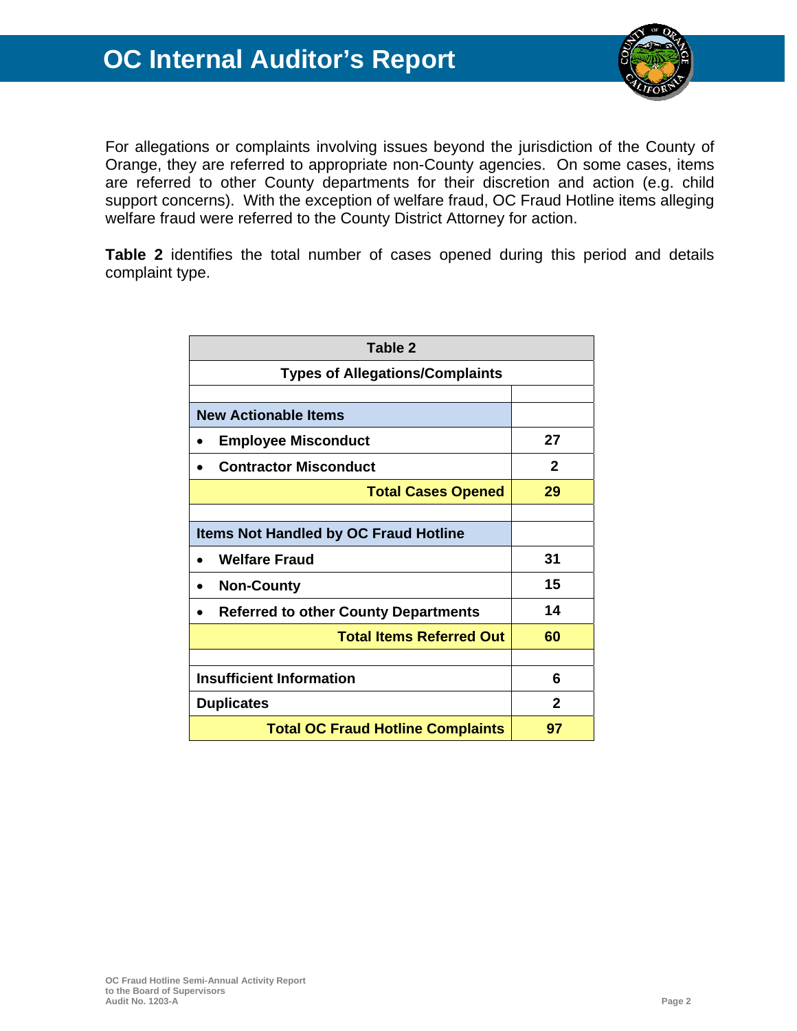For allegations or complaints involving issues beyond the jurisdiction of the County of Orange, they are referred to appropriate non-County agencies. On some cases, items are referred to other County departments for their discretion and action (e.g. child support concerns). With the exception of welfare fraud, OC Fraud Hotline items alleging welfare fraud were referred to the County District Attorney for action.

**Table 2** identifies the total number of cases opened during this period and details complaint type.

| Table 2 | |
|---|---|
| **Types of Allegations/Complaints** | |
| | |
| **New Actionable Items** | |
| • **Employee Misconduct** | **27** |
| • **Contractor Misconduct** | **2** |
| **Total Cases Opened** | **29** |
| | |
| **Items Not Handled by OC Fraud Hotline** | |
| • **Welfare Fraud** | **31** |
| • **Non-County** | **15** |
| • **Referred to other County Departments** | **14** |
| **Total Items Referred Out** | **60** |
| | |
| **Insufficient Information** | **6** |
| **Duplicates** | **2** |
| **Total OC Fraud Hotline Complaints** | **97** |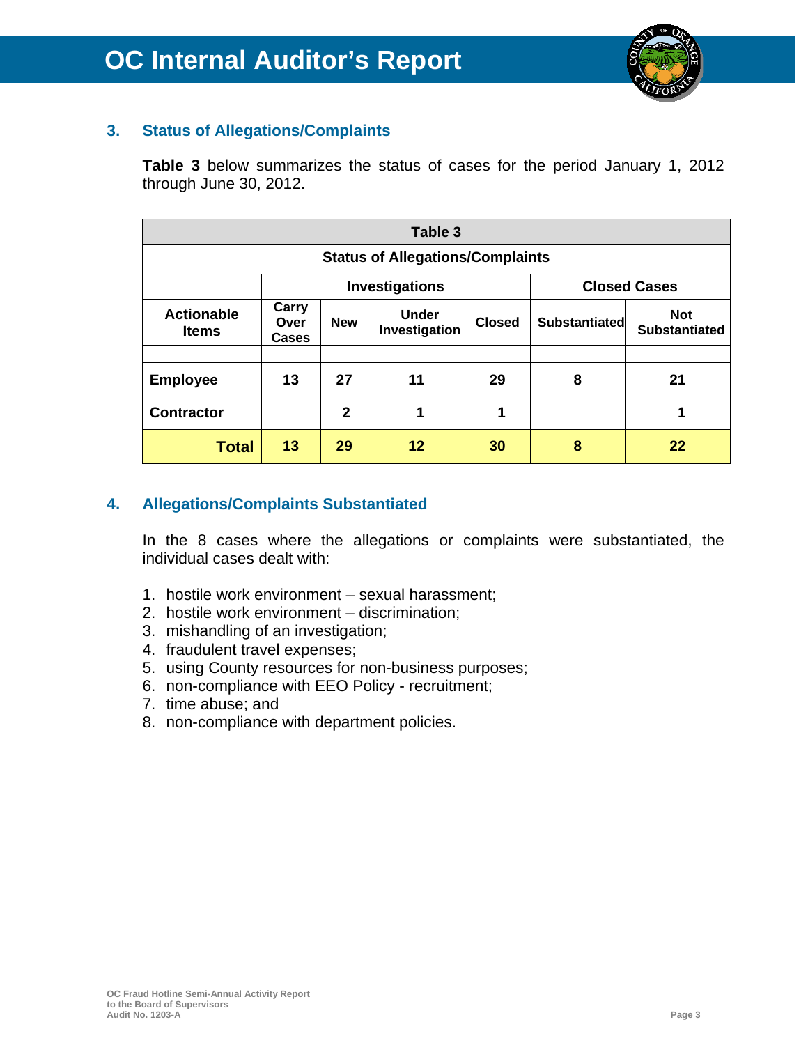## 3. Status of Allegations/Complaints

**Table 3** below summarizes the status of cases for the period January 1, 2012 through June 30, 2012.

**Table 3**

**Status of Allegations/Complaints**

| | Investigations | | | | Closed Cases | |
|---|---|---|---|---|---|---|
| **Actionable Items** | **Carry Over Cases** | **New** | **Under Investigation** | **Closed** | **Substantiated** | **Not Substantiated** |
| **Employee** | 13 | 27 | 11 | 29 | 8 | 21 |
| **Contractor** | | 2 | 1 | 1 | | 1 |
| **Total** | 13 | 29 | 12 | 30 | 8 | 22 |

## 4. Allegations/Complaints Substantiated

In the 8 cases where the allegations or complaints were substantiated, the individual cases dealt with:

1. hostile work environment – sexual harassment;
2. hostile work environment – discrimination;
3. mishandling of an investigation;
4. fraudulent travel expenses;
5. using County resources for non-business purposes;
6. non-compliance with EEO Policy - recruitment;
7. time abuse; and
8. non-compliance with department policies.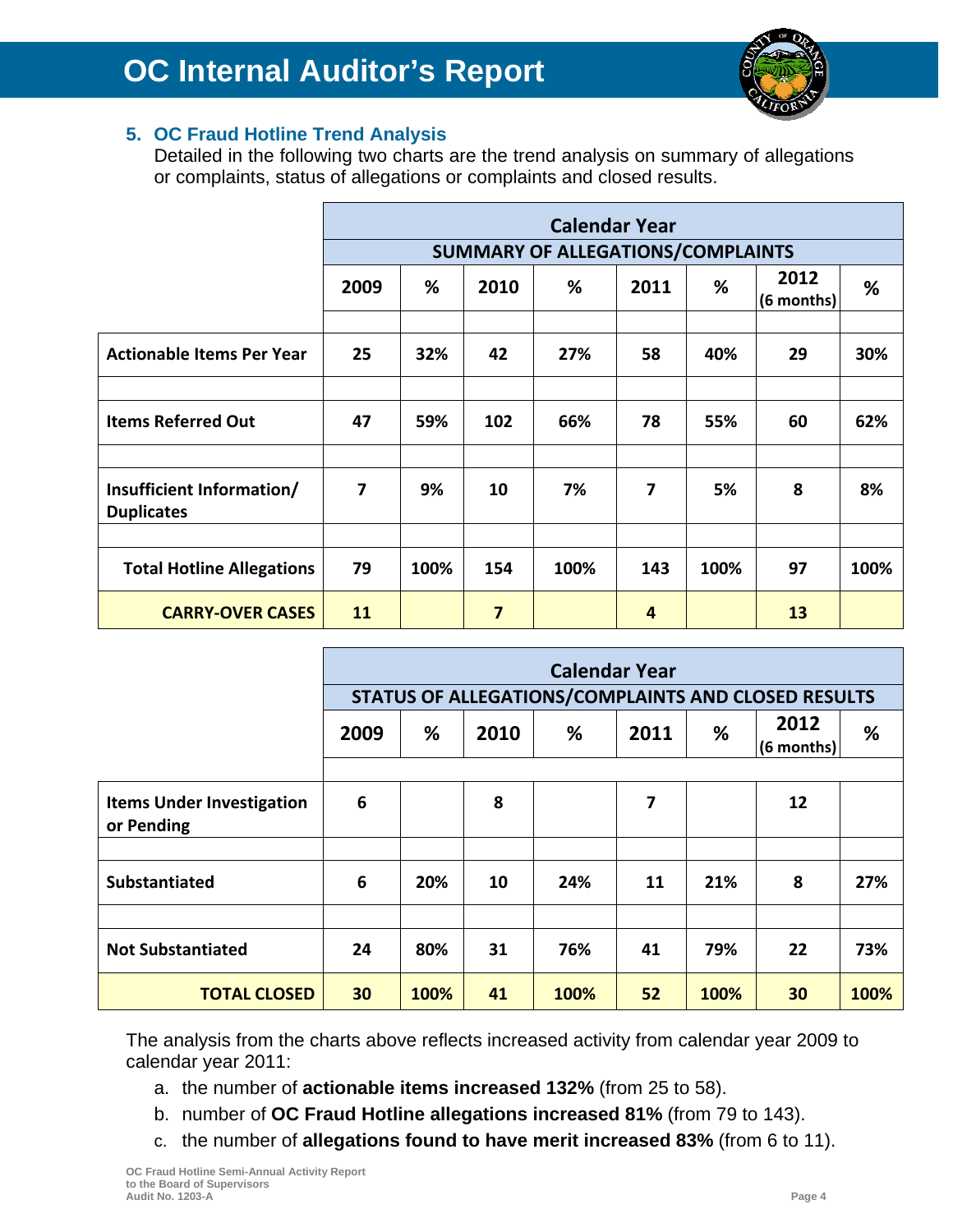## 5. OC Fraud Hotline Trend Analysis

Detailed in the following two charts are the trend analysis on summary of allegations or complaints, status of allegations or complaints and closed results.

| | Calendar Year | | | | | | | |
|---|---|---|---|---|---|---|---|---|
| | SUMMARY OF ALLEGATIONS/COMPLAINTS | | | | | | | |
| | 2009 | % | 2010 | % | 2011 | % | 2012 (6 months) | % |
| Actionable Items Per Year | 25 | 32% | 42 | 27% | 58 | 40% | 29 | 30% |
| Items Referred Out | 47 | 59% | 102 | 66% | 78 | 55% | 60 | 62% |
| Insufficient Information/ Duplicates | 7 | 9% | 10 | 7% | 7 | 5% | 8 | 8% |
| Total Hotline Allegations | 79 | 100% | 154 | 100% | 143 | 100% | 97 | 100% |
| CARRY-OVER CASES | 11 | | 7 | | 4 | | 13 | |

| | Calendar Year | | | | | | | |
|---|---|---|---|---|---|---|---|---|
| | STATUS OF ALLEGATIONS/COMPLAINTS AND CLOSED RESULTS | | | | | | | |
| | 2009 | % | 2010 | % | 2011 | % | 2012 (6 months) | % |
| Items Under Investigation or Pending | 6 | | 8 | | 7 | | 12 | |
| Substantiated | 6 | 20% | 10 | 24% | 11 | 21% | 8 | 27% |
| Not Substantiated | 24 | 80% | 31 | 76% | 41 | 79% | 22 | 73% |
| TOTAL CLOSED | 30 | 100% | 41 | 100% | 52 | 100% | 30 | 100% |

The analysis from the charts above reflects increased activity from calendar year 2009 to calendar year 2011:

a. the number of **actionable items increased 132%** (from 25 to 58).

b. number of **OC Fraud Hotline allegations increased 81%** (from 79 to 143).

c. the number of **allegations found to have merit increased 83%** (from 6 to 11).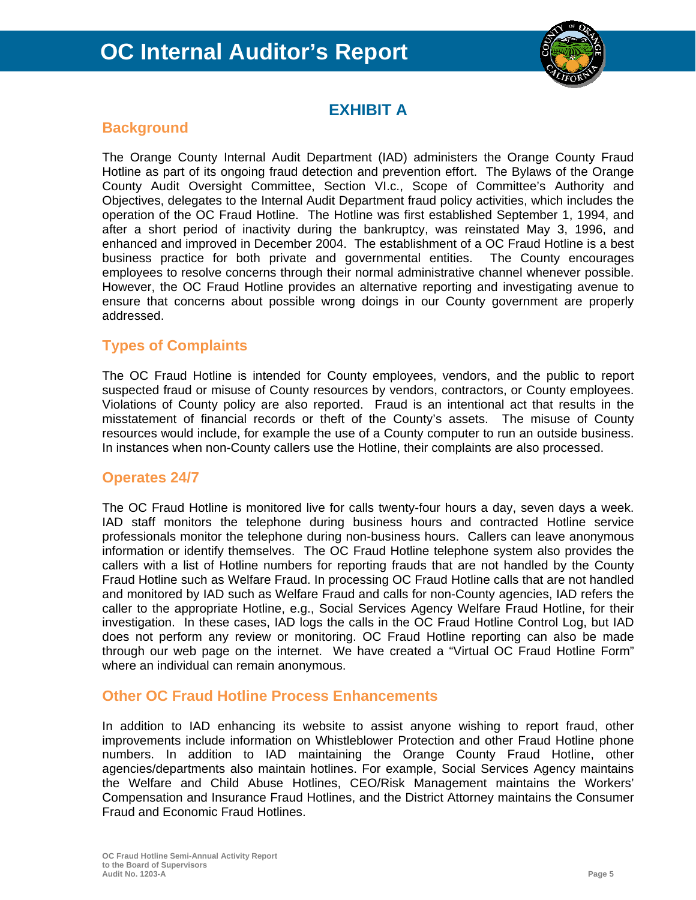# EXHIBIT A

## Background

The Orange County Internal Audit Department (IAD) administers the Orange County Fraud Hotline as part of its ongoing fraud detection and prevention effort. The Bylaws of the Orange County Audit Oversight Committee, Section VI.c., Scope of Committee's Authority and Objectives, delegates to the Internal Audit Department fraud policy activities, which includes the operation of the OC Fraud Hotline. The Hotline was first established September 1, 1994, and after a short period of inactivity during the bankruptcy, was reinstated May 3, 1996, and enhanced and improved in December 2004. The establishment of a OC Fraud Hotline is a best business practice for both private and governmental entities. The County encourages employees to resolve concerns through their normal administrative channel whenever possible. However, the OC Fraud Hotline provides an alternative reporting and investigating avenue to ensure that concerns about possible wrong doings in our County government are properly addressed.

## Types of Complaints

The OC Fraud Hotline is intended for County employees, vendors, and the public to report suspected fraud or misuse of County resources by vendors, contractors, or County employees. Violations of County policy are also reported. Fraud is an intentional act that results in the misstatement of financial records or theft of the County's assets. The misuse of County resources would include, for example the use of a County computer to run an outside business. In instances when non-County callers use the Hotline, their complaints are also processed.

## Operates 24/7

The OC Fraud Hotline is monitored live for calls twenty-four hours a day, seven days a week. IAD staff monitors the telephone during business hours and contracted Hotline service professionals monitor the telephone during non-business hours. Callers can leave anonymous information or identify themselves. The OC Fraud Hotline telephone system also provides the callers with a list of Hotline numbers for reporting frauds that are not handled by the County Fraud Hotline such as Welfare Fraud. In processing OC Fraud Hotline calls that are not handled and monitored by IAD such as Welfare Fraud and calls for non-County agencies, IAD refers the caller to the appropriate Hotline, e.g., Social Services Agency Welfare Fraud Hotline, for their investigation. In these cases, IAD logs the calls in the OC Fraud Hotline Control Log, but IAD does not perform any review or monitoring. OC Fraud Hotline reporting can also be made through our web page on the internet. We have created a "Virtual OC Fraud Hotline Form" where an individual can remain anonymous.

## Other OC Fraud Hotline Process Enhancements

In addition to IAD enhancing its website to assist anyone wishing to report fraud, other improvements include information on Whistleblower Protection and other Fraud Hotline phone numbers. In addition to IAD maintaining the Orange County Fraud Hotline, other agencies/departments also maintain hotlines. For example, Social Services Agency maintains the Welfare and Child Abuse Hotlines, CEO/Risk Management maintains the Workers' Compensation and Insurance Fraud Hotlines, and the District Attorney maintains the Consumer Fraud and Economic Fraud Hotlines.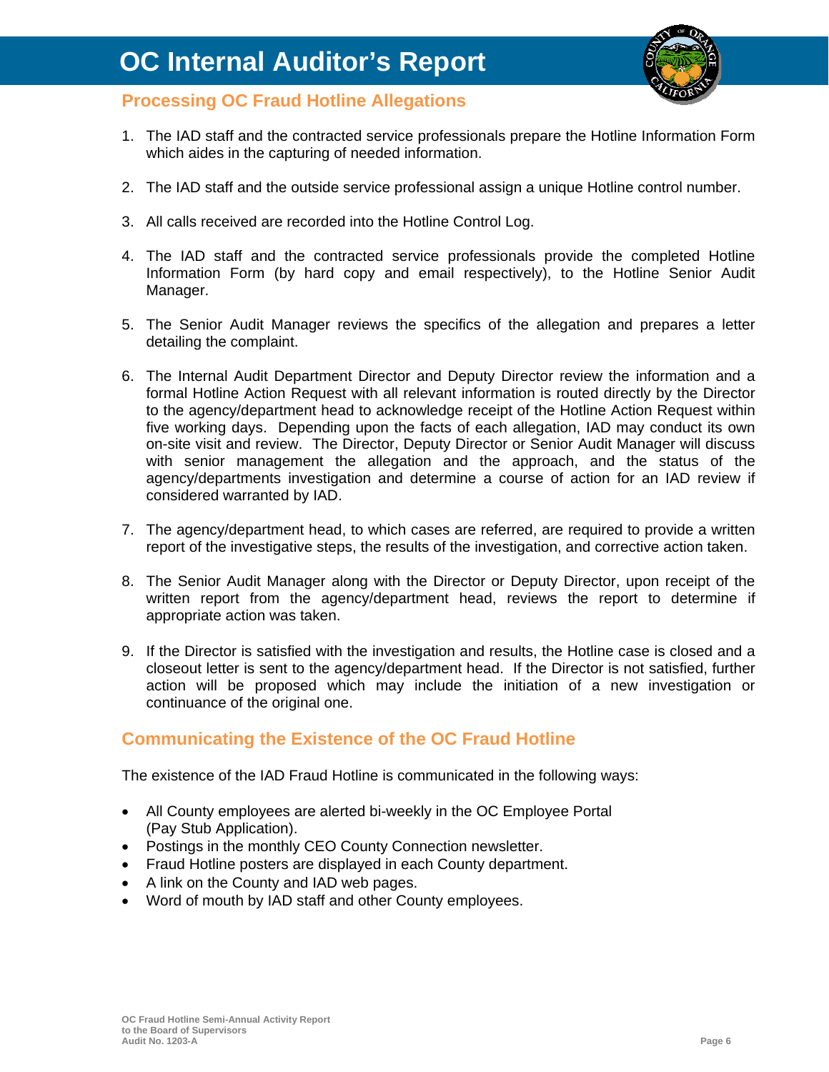# OC Internal Auditor's Report

## Processing OC Fraud Hotline Allegations

1. The IAD staff and the contracted service professionals prepare the Hotline Information Form which aides in the capturing of needed information.

2. The IAD staff and the outside service professional assign a unique Hotline control number.

3. All calls received are recorded into the Hotline Control Log.

4. The IAD staff and the contracted service professionals provide the completed Hotline Information Form (by hard copy and email respectively), to the Hotline Senior Audit Manager.

5. The Senior Audit Manager reviews the specifics of the allegation and prepares a letter detailing the complaint.

6. The Internal Audit Department Director and Deputy Director review the information and a formal Hotline Action Request with all relevant information is routed directly by the Director to the agency/department head to acknowledge receipt of the Hotline Action Request within five working days. Depending upon the facts of each allegation, IAD may conduct its own on-site visit and review. The Director, Deputy Director or Senior Audit Manager will discuss with senior management the allegation and the approach, and the status of the agency/departments investigation and determine a course of action for an IAD review if considered warranted by IAD.

7. The agency/department head, to which cases are referred, are required to provide a written report of the investigative steps, the results of the investigation, and corrective action taken.

8. The Senior Audit Manager along with the Director or Deputy Director, upon receipt of the written report from the agency/department head, reviews the report to determine if appropriate action was taken.

9. If the Director is satisfied with the investigation and results, the Hotline case is closed and a closeout letter is sent to the agency/department head. If the Director is not satisfied, further action will be proposed which may include the initiation of a new investigation or continuance of the original one.

## Communicating the Existence of the OC Fraud Hotline

The existence of the IAD Fraud Hotline is communicated in the following ways:

- All County employees are alerted bi-weekly in the OC Employee Portal (Pay Stub Application).
- Postings in the monthly CEO County Connection newsletter.
- Fraud Hotline posters are displayed in each County department.
- A link on the County and IAD web pages.
- Word of mouth by IAD staff and other County employees.